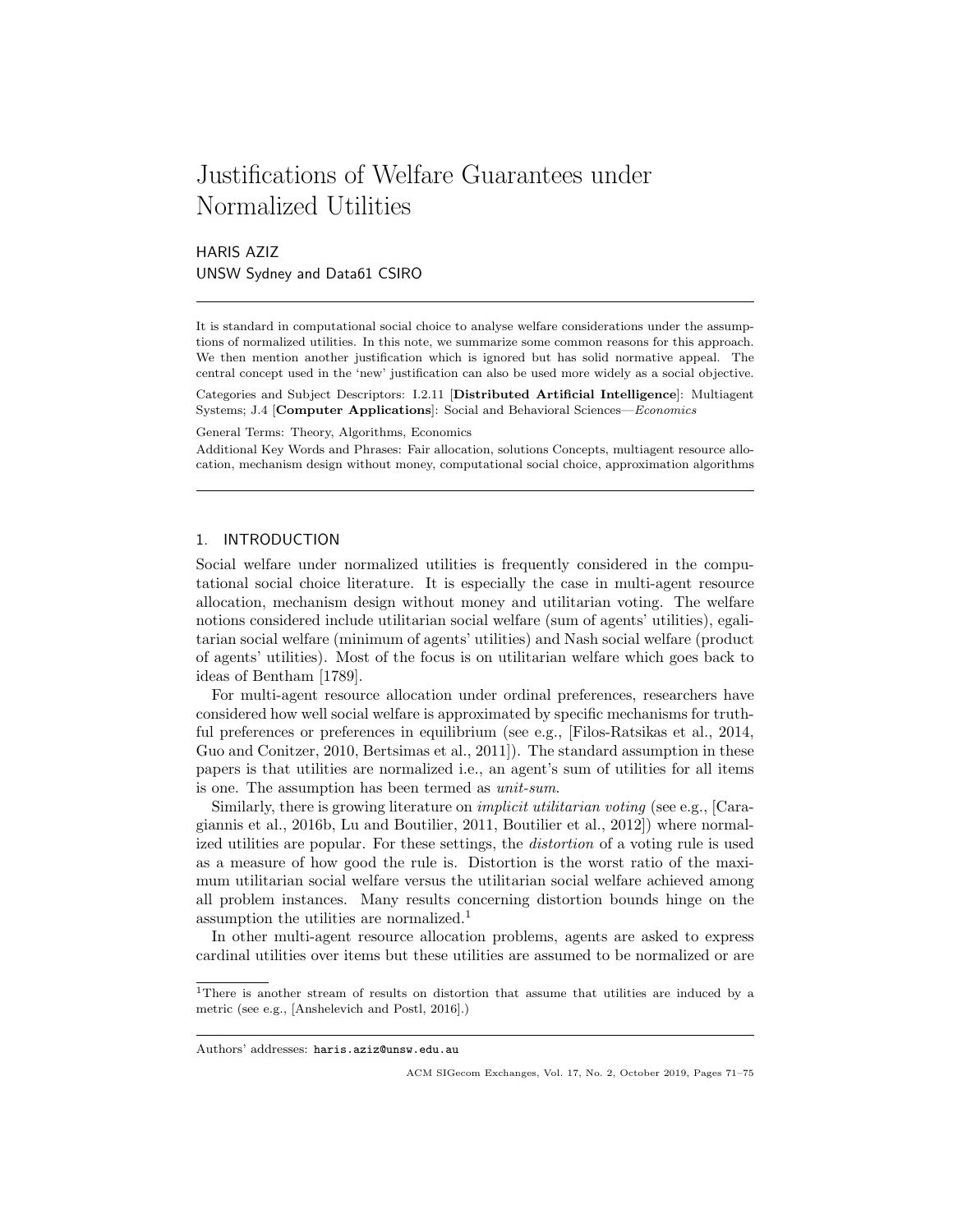# Justifications of Welfare Guarantees under Normalized Utilities

HARIS AZIZ
UNSW Sydney and Data61 CSIRO

It is standard in computational social choice to analyse welfare considerations under the assumptions of normalized utilities. In this note, we summarize some common reasons for this approach. We then mention another justification which is ignored but has solid normative appeal. The central concept used in the 'new' justification can also be used more widely as a social objective.

Categories and Subject Descriptors: I.2.11 [**Distributed Artificial Intelligence**]: Multiagent Systems; J.4 [**Computer Applications**]: Social and Behavioral Sciences—*Economics*

General Terms: Theory, Algorithms, Economics

Additional Key Words and Phrases: Fair allocation, solutions Concepts, multiagent resource allocation, mechanism design without money, computational social choice, approximation algorithms

## 1. INTRODUCTION

Social welfare under normalized utilities is frequently considered in the computational social choice literature. It is especially the case in multi-agent resource allocation, mechanism design without money and utilitarian voting. The welfare notions considered include utilitarian social welfare (sum of agents' utilities), egalitarian social welfare (minimum of agents' utilities) and Nash social welfare (product of agents' utilities). Most of the focus is on utilitarian welfare which goes back to ideas of Bentham [1789].

For multi-agent resource allocation under ordinal preferences, researchers have considered how well social welfare is approximated by specific mechanisms for truthful preferences or preferences in equilibrium (see e.g., [Filos-Ratsikas et al., 2014, Guo and Conitzer, 2010, Bertsimas et al., 2011]). The standard assumption in these papers is that utilities are normalized i.e., an agent's sum of utilities for all items is one. The assumption has been termed as *unit-sum*.

Similarly, there is growing literature on *implicit utilitarian voting* (see e.g., [Caragiannis et al., 2016b, Lu and Boutilier, 2011, Boutilier et al., 2012]) where normalized utilities are popular. For these settings, the *distortion* of a voting rule is used as a measure of how good the rule is. Distortion is the worst ratio of the maximum utilitarian social welfare versus the utilitarian social welfare achieved among all problem instances. Many results concerning distortion bounds hinge on the assumption the utilities are normalized.[1]

In other multi-agent resource allocation problems, agents are asked to express cardinal utilities over items but these utilities are assumed to be normalized or are

[1]There is another stream of results on distortion that assume that utilities are induced by a metric (see e.g., [Anshelevich and Postl, 2016].)

Authors' addresses: haris.aziz@unsw.edu.au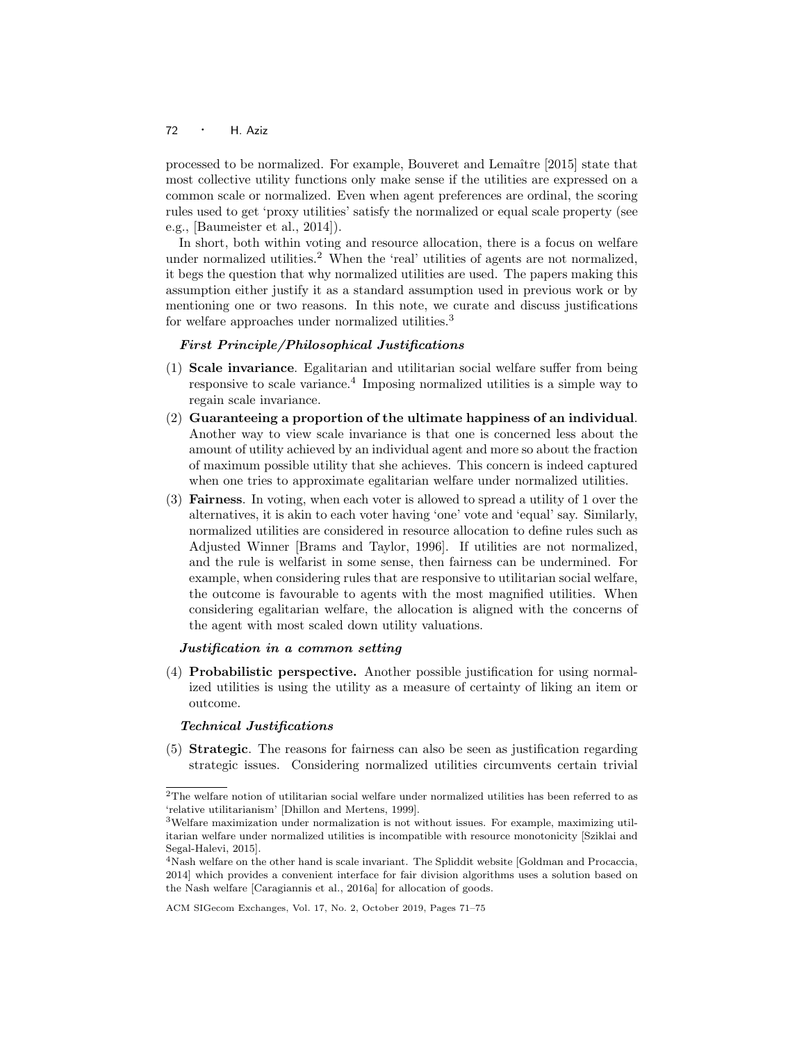processed to be normalized. For example, Bouveret and Lemaître [2015] state that most collective utility functions only make sense if the utilities are expressed on a common scale or normalized. Even when agent preferences are ordinal, the scoring rules used to get 'proxy utilities' satisfy the normalized or equal scale property (see e.g., [Baumeister et al., 2014]).

In short, both within voting and resource allocation, there is a focus on welfare under normalized utilities.[2] When the 'real' utilities of agents are not normalized, it begs the question that why normalized utilities are used. The papers making this assumption either justify it as a standard assumption used in previous work or by mentioning one or two reasons. In this note, we curate and discuss justifications for welfare approaches under normalized utilities.[3]

***First Principle/Philosophical Justifications***

(1) **Scale invariance**. Egalitarian and utilitarian social welfare suffer from being responsive to scale variance.[4] Imposing normalized utilities is a simple way to regain scale invariance.

(2) **Guaranteeing a proportion of the ultimate happiness of an individual**. Another way to view scale invariance is that one is concerned less about the amount of utility achieved by an individual agent and more so about the fraction of maximum possible utility that she achieves. This concern is indeed captured when one tries to approximate egalitarian welfare under normalized utilities.

(3) **Fairness**. In voting, when each voter is allowed to spread a utility of 1 over the alternatives, it is akin to each voter having 'one' vote and 'equal' say. Similarly, normalized utilities are considered in resource allocation to define rules such as Adjusted Winner [Brams and Taylor, 1996]. If utilities are not normalized, and the rule is welfarist in some sense, then fairness can be undermined. For example, when considering rules that are responsive to utilitarian social welfare, the outcome is favourable to agents with the most magnified utilities. When considering egalitarian welfare, the allocation is aligned with the concerns of the agent with most scaled down utility valuations.

***Justification in a common setting***

(4) **Probabilistic perspective.** Another possible justification for using normalized utilities is using the utility as a measure of certainty of liking an item or outcome.

***Technical Justifications***

(5) **Strategic**. The reasons for fairness can also be seen as justification regarding strategic issues. Considering normalized utilities circumvents certain trivial

---

[2] The welfare notion of utilitarian social welfare under normalized utilities has been referred to as 'relative utilitarianism' [Dhillon and Mertens, 1999].

[3] Welfare maximization under normalization is not without issues. For example, maximizing utilitarian welfare under normalized utilities is incompatible with resource monotonicity [Sziklai and Segal-Halevi, 2015].

[4] Nash welfare on the other hand is scale invariant. The Spliddit website [Goldman and Procaccia, 2014] which provides a convenient interface for fair division algorithms uses a solution based on the Nash welfare [Caragiannis et al., 2016a] for allocation of goods.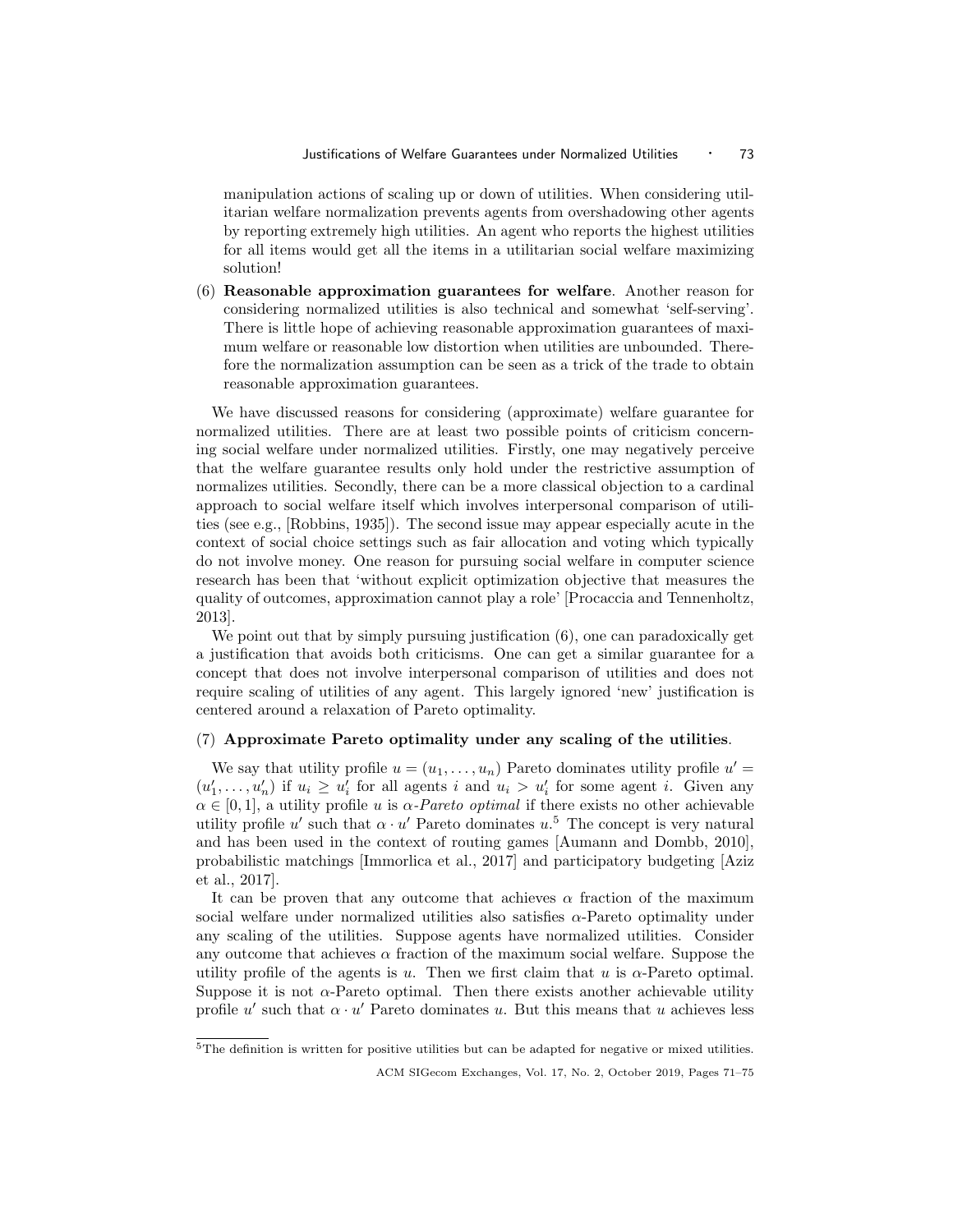manipulation actions of scaling up or down of utilities. When considering utilitarian welfare normalization prevents agents from overshadowing other agents by reporting extremely high utilities. An agent who reports the highest utilities for all items would get all the items in a utilitarian social welfare maximizing solution!

(6) **Reasonable approximation guarantees for welfare**. Another reason for considering normalized utilities is also technical and somewhat 'self-serving'. There is little hope of achieving reasonable approximation guarantees of maximum welfare or reasonable low distortion when utilities are unbounded. Therefore the normalization assumption can be seen as a trick of the trade to obtain reasonable approximation guarantees.

We have discussed reasons for considering (approximate) welfare guarantee for normalized utilities. There are at least two possible points of criticism concerning social welfare under normalized utilities. Firstly, one may negatively perceive that the welfare guarantee results only hold under the restrictive assumption of normalizes utilities. Secondly, there can be a more classical objection to a cardinal approach to social welfare itself which involves interpersonal comparison of utilities (see e.g., [Robbins, 1935]). The second issue may appear especially acute in the context of social choice settings such as fair allocation and voting which typically do not involve money. One reason for pursuing social welfare in computer science research has been that 'without explicit optimization objective that measures the quality of outcomes, approximation cannot play a role' [Procaccia and Tennenholtz, 2013].

We point out that by simply pursuing justification (6), one can paradoxically get a justification that avoids both criticisms. One can get a similar guarantee for a concept that does not involve interpersonal comparison of utilities and does not require scaling of utilities of any agent. This largely ignored 'new' justification is centered around a relaxation of Pareto optimality.

(7) **Approximate Pareto optimality under any scaling of the utilities**.

We say that utility profile $u = (u_1, \dots, u_n)$ Pareto dominates utility profile $u' = (u'_1, \dots, u'_n)$ if $u_i \geq u'_i$ for all agents $i$ and $u_i > u'_i$ for some agent $i$. Given any $\alpha \in [0, 1]$, a utility profile $u$ is *$\alpha$-Pareto optimal* if there exists no other achievable utility profile $u'$ such that $\alpha \cdot u'$ Pareto dominates $u$.[5] The concept is very natural and has been used in the context of routing games [Aumann and Dombb, 2010], probabilistic matchings [Immorlica et al., 2017] and participatory budgeting [Aziz et al., 2017].

It can be proven that any outcome that achieves $\alpha$ fraction of the maximum social welfare under normalized utilities also satisfies $\alpha$-Pareto optimality under any scaling of the utilities. Suppose agents have normalized utilities. Consider any outcome that achieves $\alpha$ fraction of the maximum social welfare. Suppose the utility profile of the agents is $u$. Then we first claim that $u$ is $\alpha$-Pareto optimal. Suppose it is not $\alpha$-Pareto optimal. Then there exists another achievable utility profile $u'$ such that $\alpha \cdot u'$ Pareto dominates $u$. But this means that $u$ achieves less

[5] The definition is written for positive utilities but can be adapted for negative or mixed utilities.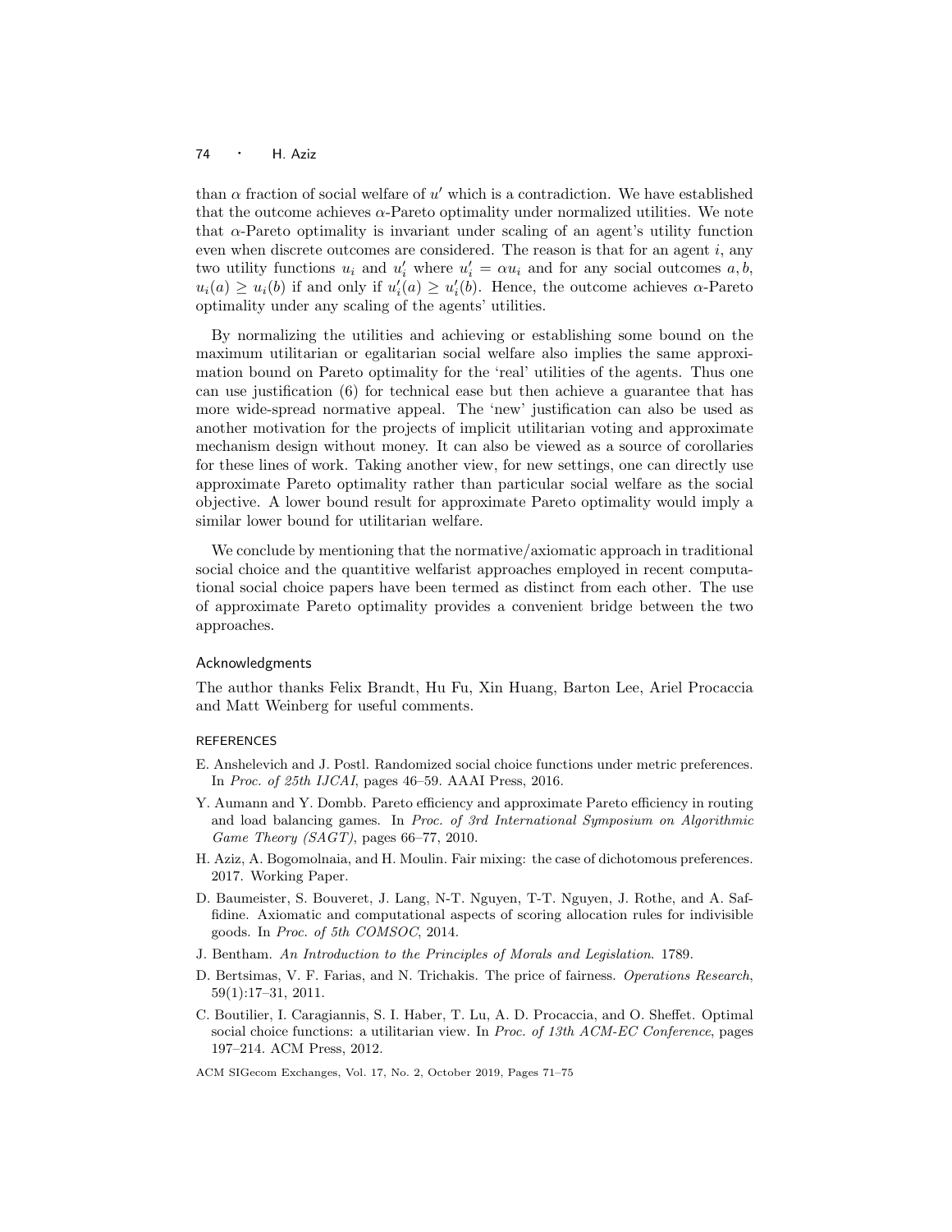than $\alpha$ fraction of social welfare of $u'$ which is a contradiction. We have established that the outcome achieves $\alpha$-Pareto optimality under normalized utilities. We note that $\alpha$-Pareto optimality is invariant under scaling of an agent's utility function even when discrete outcomes are considered. The reason is that for an agent $i$, any two utility functions $u_i$ and $u_i'$ where $u_i' = \alpha u_i$ and for any social outcomes $a, b$, $u_i(a) \geq u_i(b)$ if and only if $u_i'(a) \geq u_i'(b)$. Hence, the outcome achieves $\alpha$-Pareto optimality under any scaling of the agents' utilities.

By normalizing the utilities and achieving or establishing some bound on the maximum utilitarian or egalitarian social welfare also implies the same approximation bound on Pareto optimality for the 'real' utilities of the agents. Thus one can use justification (6) for technical ease but then achieve a guarantee that has more wide-spread normative appeal. The 'new' justification can also be used as another motivation for the projects of implicit utilitarian voting and approximate mechanism design without money. It can also be viewed as a source of corollaries for these lines of work. Taking another view, for new settings, one can directly use approximate Pareto optimality rather than particular social welfare as the social objective. A lower bound result for approximate Pareto optimality would imply a similar lower bound for utilitarian welfare.

We conclude by mentioning that the normative/axiomatic approach in traditional social choice and the quantitive welfarist approaches employed in recent computational social choice papers have been termed as distinct from each other. The use of approximate Pareto optimality provides a convenient bridge between the two approaches.

## Acknowledgments

The author thanks Felix Brandt, Hu Fu, Xin Huang, Barton Lee, Ariel Procaccia and Matt Weinberg for useful comments.

## REFERENCES

E. Anshelevich and J. Postl. Randomized social choice functions under metric preferences. In *Proc. of 25th IJCAI*, pages 46–59. AAAI Press, 2016.

Y. Aumann and Y. Dombb. Pareto efficiency and approximate Pareto efficiency in routing and load balancing games. In *Proc. of 3rd International Symposium on Algorithmic Game Theory (SAGT)*, pages 66–77, 2010.

H. Aziz, A. Bogomolnaia, and H. Moulin. Fair mixing: the case of dichotomous preferences. 2017. Working Paper.

D. Baumeister, S. Bouveret, J. Lang, N-T. Nguyen, T-T. Nguyen, J. Rothe, and A. Saffidine. Axiomatic and computational aspects of scoring allocation rules for indivisible goods. In *Proc. of 5th COMSOC*, 2014.

J. Bentham. *An Introduction to the Principles of Morals and Legislation*. 1789.

D. Bertsimas, V. F. Farias, and N. Trichakis. The price of fairness. *Operations Research*, 59(1):17–31, 2011.

C. Boutilier, I. Caragiannis, S. I. Haber, T. Lu, A. D. Procaccia, and O. Sheffet. Optimal social choice functions: a utilitarian view. In *Proc. of 13th ACM-EC Conference*, pages 197–214. ACM Press, 2012.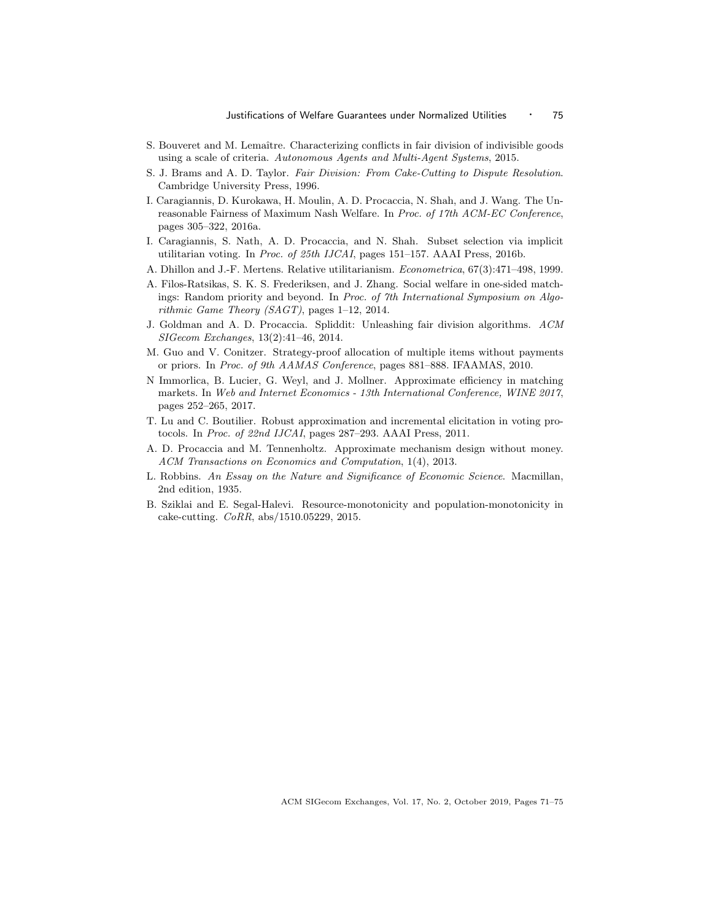S. Bouveret and M. Lemaître. Characterizing conflicts in fair division of indivisible goods using a scale of criteria. *Autonomous Agents and Multi-Agent Systems*, 2015.

S. J. Brams and A. D. Taylor. *Fair Division: From Cake-Cutting to Dispute Resolution*. Cambridge University Press, 1996.

I. Caragiannis, D. Kurokawa, H. Moulin, A. D. Procaccia, N. Shah, and J. Wang. The Unreasonable Fairness of Maximum Nash Welfare. In *Proc. of 17th ACM-EC Conference*, pages 305–322, 2016a.

I. Caragiannis, S. Nath, A. D. Procaccia, and N. Shah. Subset selection via implicit utilitarian voting. In *Proc. of 25th IJCAI*, pages 151–157. AAAI Press, 2016b.

A. Dhillon and J.-F. Mertens. Relative utilitarianism. *Econometrica*, 67(3):471–498, 1999.

A. Filos-Ratsikas, S. K. S. Frederiksen, and J. Zhang. Social welfare in one-sided matchings: Random priority and beyond. In *Proc. of 7th International Symposium on Algorithmic Game Theory (SAGT)*, pages 1–12, 2014.

J. Goldman and A. D. Procaccia. Spliddit: Unleashing fair division algorithms. *ACM SIGecom Exchanges*, 13(2):41–46, 2014.

M. Guo and V. Conitzer. Strategy-proof allocation of multiple items without payments or priors. In *Proc. of 9th AAMAS Conference*, pages 881–888. IFAAMAS, 2010.

N Immorlica, B. Lucier, G. Weyl, and J. Mollner. Approximate efficiency in matching markets. In *Web and Internet Economics - 13th International Conference, WINE 2017*, pages 252–265, 2017.

T. Lu and C. Boutilier. Robust approximation and incremental elicitation in voting protocols. In *Proc. of 22nd IJCAI*, pages 287–293. AAAI Press, 2011.

A. D. Procaccia and M. Tennenholtz. Approximate mechanism design without money. *ACM Transactions on Economics and Computation*, 1(4), 2013.

L. Robbins. *An Essay on the Nature and Significance of Economic Science*. Macmillan, 2nd edition, 1935.

B. Sziklai and E. Segal-Halevi. Resource-monotonicity and population-monotonicity in cake-cutting. *CoRR*, abs/1510.05229, 2015.